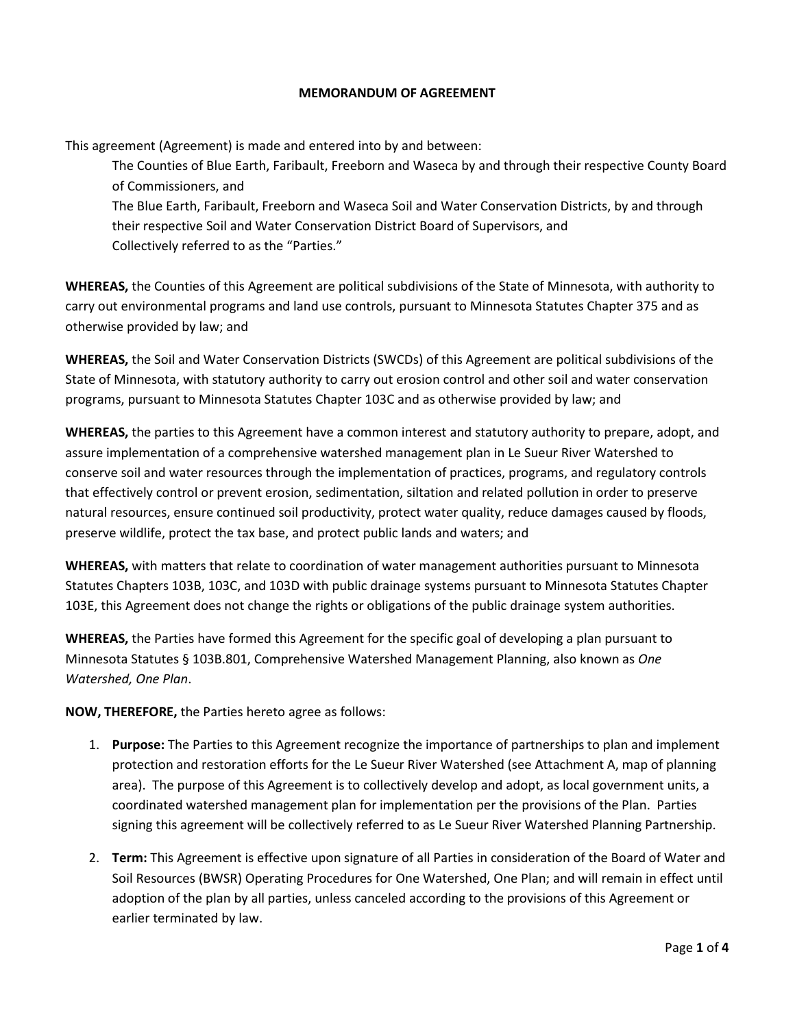**MEMORANDUM OF AGREEMENT**

This agreement (Agreement) is made and entered into by and between:

The Counties of Blue Earth, Faribault, Freeborn and Waseca by and through their respective County Board of Commissioners, and

The Blue Earth, Faribault, Freeborn and Waseca Soil and Water Conservation Districts, by and through their respective Soil and Water Conservation District Board of Supervisors, and

Collectively referred to as the "Parties."

**WHEREAS,** the Counties of this Agreement are political subdivisions of the State of Minnesota, with authority to carry out environmental programs and land use controls, pursuant to Minnesota Statutes Chapter 375 and as otherwise provided by law; and

**WHEREAS,** the Soil and Water Conservation Districts (SWCDs) of this Agreement are political subdivisions of the State of Minnesota, with statutory authority to carry out erosion control and other soil and water conservation programs, pursuant to Minnesota Statutes Chapter 103C and as otherwise provided by law; and

**WHEREAS,** the parties to this Agreement have a common interest and statutory authority to prepare, adopt, and assure implementation of a comprehensive watershed management plan in Le Sueur River Watershed to conserve soil and water resources through the implementation of practices, programs, and regulatory controls that effectively control or prevent erosion, sedimentation, siltation and related pollution in order to preserve natural resources, ensure continued soil productivity, protect water quality, reduce damages caused by floods, preserve wildlife, protect the tax base, and protect public lands and waters; and

**WHEREAS,** with matters that relate to coordination of water management authorities pursuant to Minnesota Statutes Chapters 103B, 103C, and 103D with public drainage systems pursuant to Minnesota Statutes Chapter 103E, this Agreement does not change the rights or obligations of the public drainage system authorities.

**WHEREAS,** the Parties have formed this Agreement for the specific goal of developing a plan pursuant to Minnesota Statutes § 103B.801, Comprehensive Watershed Management Planning, also known as *One Watershed, One Plan*.

**NOW, THEREFORE,** the Parties hereto agree as follows:

1. **Purpose:** The Parties to this Agreement recognize the importance of partnerships to plan and implement protection and restoration efforts for the Le Sueur River Watershed (see Attachment A, map of planning area). The purpose of this Agreement is to collectively develop and adopt, as local government units, a coordinated watershed management plan for implementation per the provisions of the Plan. Parties signing this agreement will be collectively referred to as Le Sueur River Watershed Planning Partnership.

2. **Term:** This Agreement is effective upon signature of all Parties in consideration of the Board of Water and Soil Resources (BWSR) Operating Procedures for One Watershed, One Plan; and will remain in effect until adoption of the plan by all parties, unless canceled according to the provisions of this Agreement or earlier terminated by law.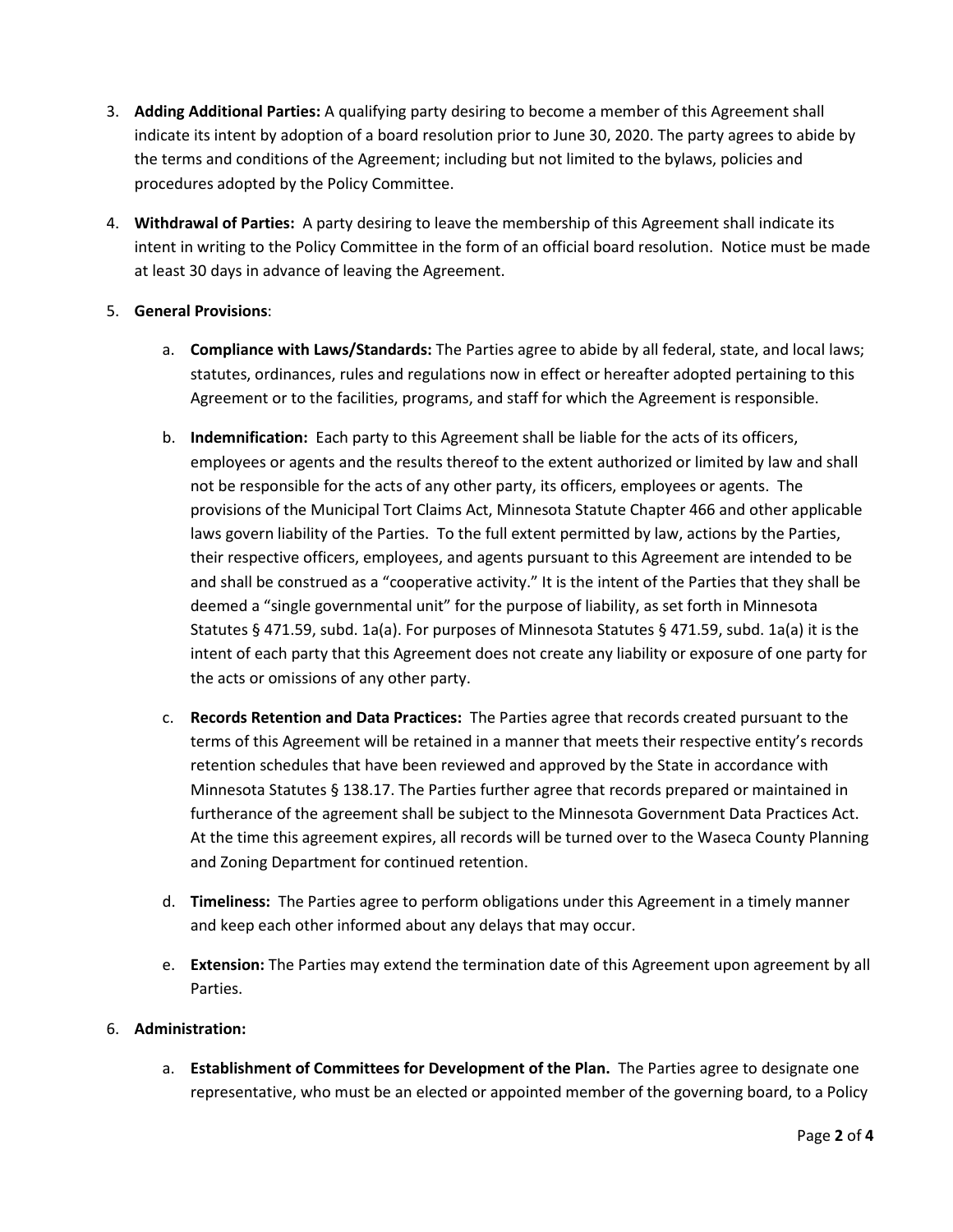3. **Adding Additional Parties:** A qualifying party desiring to become a member of this Agreement shall indicate its intent by adoption of a board resolution prior to June 30, 2020. The party agrees to abide by the terms and conditions of the Agreement; including but not limited to the bylaws, policies and procedures adopted by the Policy Committee.

4. **Withdrawal of Parties:** A party desiring to leave the membership of this Agreement shall indicate its intent in writing to the Policy Committee in the form of an official board resolution. Notice must be made at least 30 days in advance of leaving the Agreement.

5. **General Provisions**:

   a. **Compliance with Laws/Standards:** The Parties agree to abide by all federal, state, and local laws; statutes, ordinances, rules and regulations now in effect or hereafter adopted pertaining to this Agreement or to the facilities, programs, and staff for which the Agreement is responsible.

   b. **Indemnification:** Each party to this Agreement shall be liable for the acts of its officers, employees or agents and the results thereof to the extent authorized or limited by law and shall not be responsible for the acts of any other party, its officers, employees or agents. The provisions of the Municipal Tort Claims Act, Minnesota Statute Chapter 466 and other applicable laws govern liability of the Parties. To the full extent permitted by law, actions by the Parties, their respective officers, employees, and agents pursuant to this Agreement are intended to be and shall be construed as a "cooperative activity." It is the intent of the Parties that they shall be deemed a "single governmental unit" for the purpose of liability, as set forth in Minnesota Statutes § 471.59, subd. 1a(a). For purposes of Minnesota Statutes § 471.59, subd. 1a(a) it is the intent of each party that this Agreement does not create any liability or exposure of one party for the acts or omissions of any other party.

   c. **Records Retention and Data Practices:** The Parties agree that records created pursuant to the terms of this Agreement will be retained in a manner that meets their respective entity's records retention schedules that have been reviewed and approved by the State in accordance with Minnesota Statutes § 138.17. The Parties further agree that records prepared or maintained in furtherance of the agreement shall be subject to the Minnesota Government Data Practices Act. At the time this agreement expires, all records will be turned over to the Waseca County Planning and Zoning Department for continued retention.

   d. **Timeliness:** The Parties agree to perform obligations under this Agreement in a timely manner and keep each other informed about any delays that may occur.

   e. **Extension:** The Parties may extend the termination date of this Agreement upon agreement by all Parties.

6. **Administration:**

   a. **Establishment of Committees for Development of the Plan.** The Parties agree to designate one representative, who must be an elected or appointed member of the governing board, to a Policy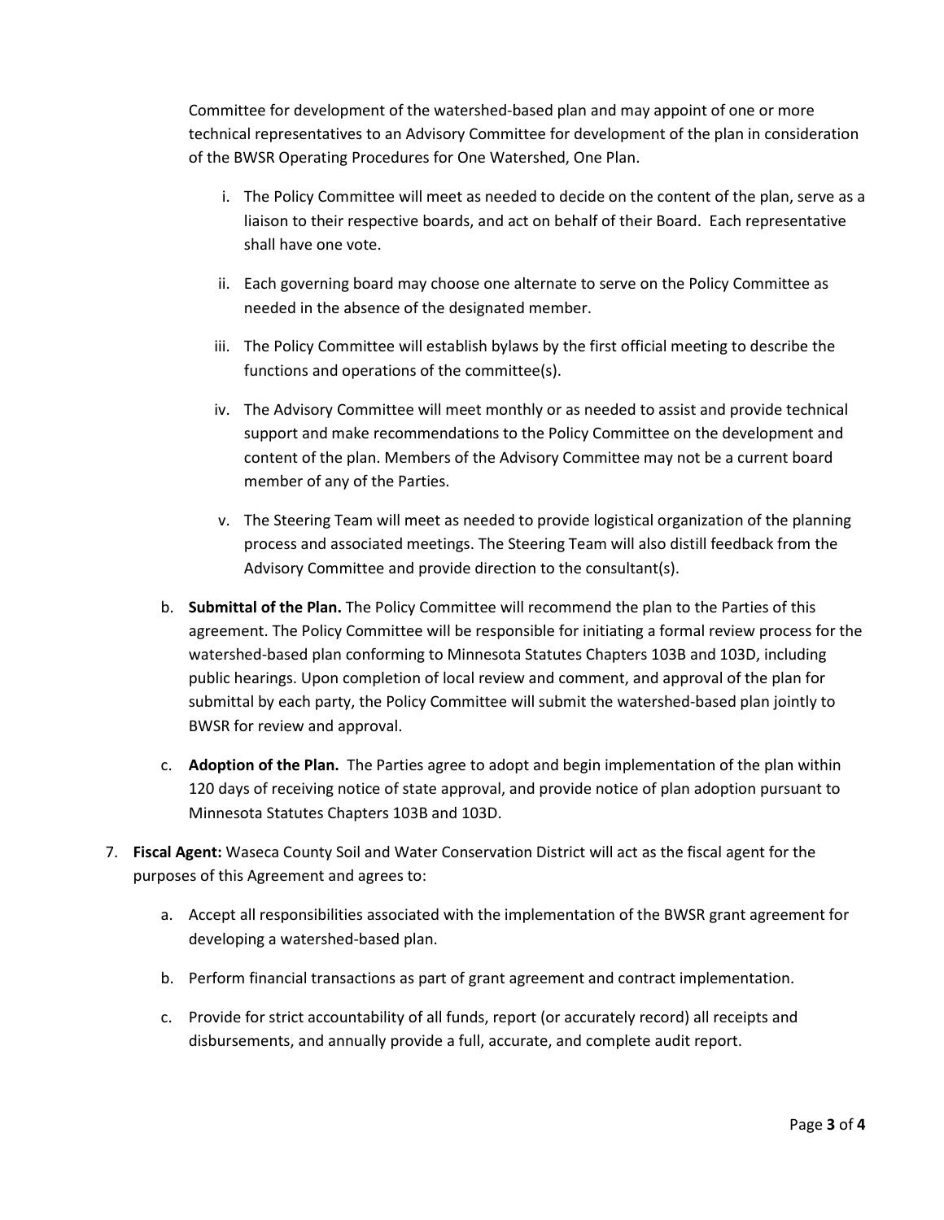Committee for development of the watershed-based plan and may appoint of one or more technical representatives to an Advisory Committee for development of the plan in consideration of the BWSR Operating Procedures for One Watershed, One Plan.

   i. The Policy Committee will meet as needed to decide on the content of the plan, serve as a liaison to their respective boards, and act on behalf of their Board. Each representative shall have one vote.

   ii. Each governing board may choose one alternate to serve on the Policy Committee as needed in the absence of the designated member.

   iii. The Policy Committee will establish bylaws by the first official meeting to describe the functions and operations of the committee(s).

   iv. The Advisory Committee will meet monthly or as needed to assist and provide technical support and make recommendations to the Policy Committee on the development and content of the plan. Members of the Advisory Committee may not be a current board member of any of the Parties.

   v. The Steering Team will meet as needed to provide logistical organization of the planning process and associated meetings. The Steering Team will also distill feedback from the Advisory Committee and provide direction to the consultant(s).

b. **Submittal of the Plan.** The Policy Committee will recommend the plan to the Parties of this agreement. The Policy Committee will be responsible for initiating a formal review process for the watershed-based plan conforming to Minnesota Statutes Chapters 103B and 103D, including public hearings. Upon completion of local review and comment, and approval of the plan for submittal by each party, the Policy Committee will submit the watershed-based plan jointly to BWSR for review and approval.

c. **Adoption of the Plan.** The Parties agree to adopt and begin implementation of the plan within 120 days of receiving notice of state approval, and provide notice of plan adoption pursuant to Minnesota Statutes Chapters 103B and 103D.

7. **Fiscal Agent:** Waseca County Soil and Water Conservation District will act as the fiscal agent for the purposes of this Agreement and agrees to:

   a. Accept all responsibilities associated with the implementation of the BWSR grant agreement for developing a watershed-based plan.

   b. Perform financial transactions as part of grant agreement and contract implementation.

   c. Provide for strict accountability of all funds, report (or accurately record) all receipts and disbursements, and annually provide a full, accurate, and complete audit report.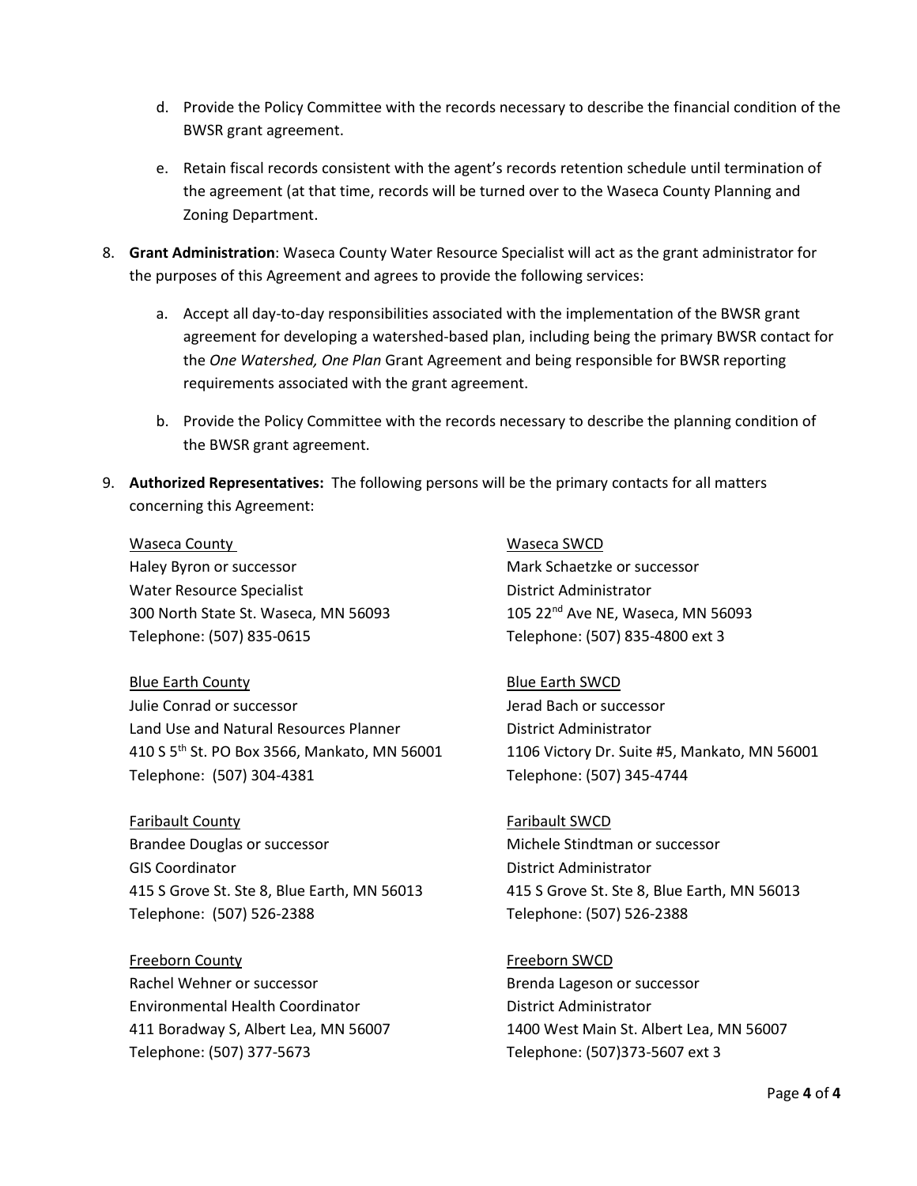d. Provide the Policy Committee with the records necessary to describe the financial condition of the BWSR grant agreement.

e. Retain fiscal records consistent with the agent's records retention schedule until termination of the agreement (at that time, records will be turned over to the Waseca County Planning and Zoning Department.

8. **Grant Administration**: Waseca County Water Resource Specialist will act as the grant administrator for the purposes of this Agreement and agrees to provide the following services:

   a. Accept all day-to-day responsibilities associated with the implementation of the BWSR grant agreement for developing a watershed-based plan, including being the primary BWSR contact for the *One Watershed, One Plan* Grant Agreement and being responsible for BWSR reporting requirements associated with the grant agreement.

   b. Provide the Policy Committee with the records necessary to describe the planning condition of the BWSR grant agreement.

9. **Authorized Representatives:** The following persons will be the primary contacts for all matters concerning this Agreement:

<u>Waseca County</u>
Haley Byron or successor
Water Resource Specialist
300 North State St. Waseca, MN 56093
Telephone: (507) 835-0615

<u>Waseca SWCD</u>
Mark Schaetzke or successor
District Administrator
105 22nd Ave NE, Waseca, MN 56093
Telephone: (507) 835-4800 ext 3

<u>Blue Earth County</u>
Julie Conrad or successor
Land Use and Natural Resources Planner
410 S 5th St. PO Box 3566, Mankato, MN 56001
Telephone: (507) 304-4381

<u>Blue Earth SWCD</u>
Jerad Bach or successor
District Administrator
1106 Victory Dr. Suite #5, Mankato, MN 56001
Telephone: (507) 345-4744

<u>Faribault County</u>
Brandee Douglas or successor
GIS Coordinator
415 S Grove St. Ste 8, Blue Earth, MN 56013
Telephone: (507) 526-2388

<u>Faribault SWCD</u>
Michele Stindtman or successor
District Administrator
415 S Grove St. Ste 8, Blue Earth, MN 56013
Telephone: (507) 526-2388

<u>Freeborn County</u>
Rachel Wehner or successor
Environmental Health Coordinator
411 Boradway S, Albert Lea, MN 56007
Telephone: (507) 377-5673

<u>Freeborn SWCD</u>
Brenda Lageson or successor
District Administrator
1400 West Main St. Albert Lea, MN 56007
Telephone: (507)373-5607 ext 3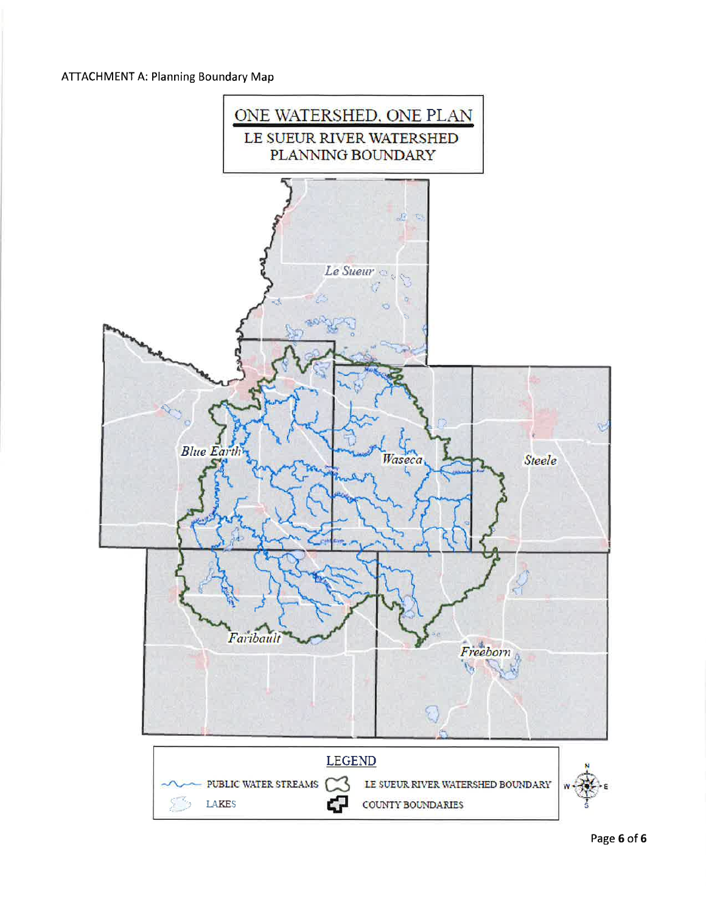ATTACHMENT A: Planning Boundary Map

ONE WATERSHED, ONE PLAN

LE SUEUR RIVER WATERSHED PLANNING BOUNDARY

Le Sueur

Blue Earth

Waseca

Steele

Faribault

Freeborn

LEGEND

PUBLIC WATER STREAMS

LAKES

LE SUEUR RIVER WATERSHED BOUNDARY

COUNTY BOUNDARIES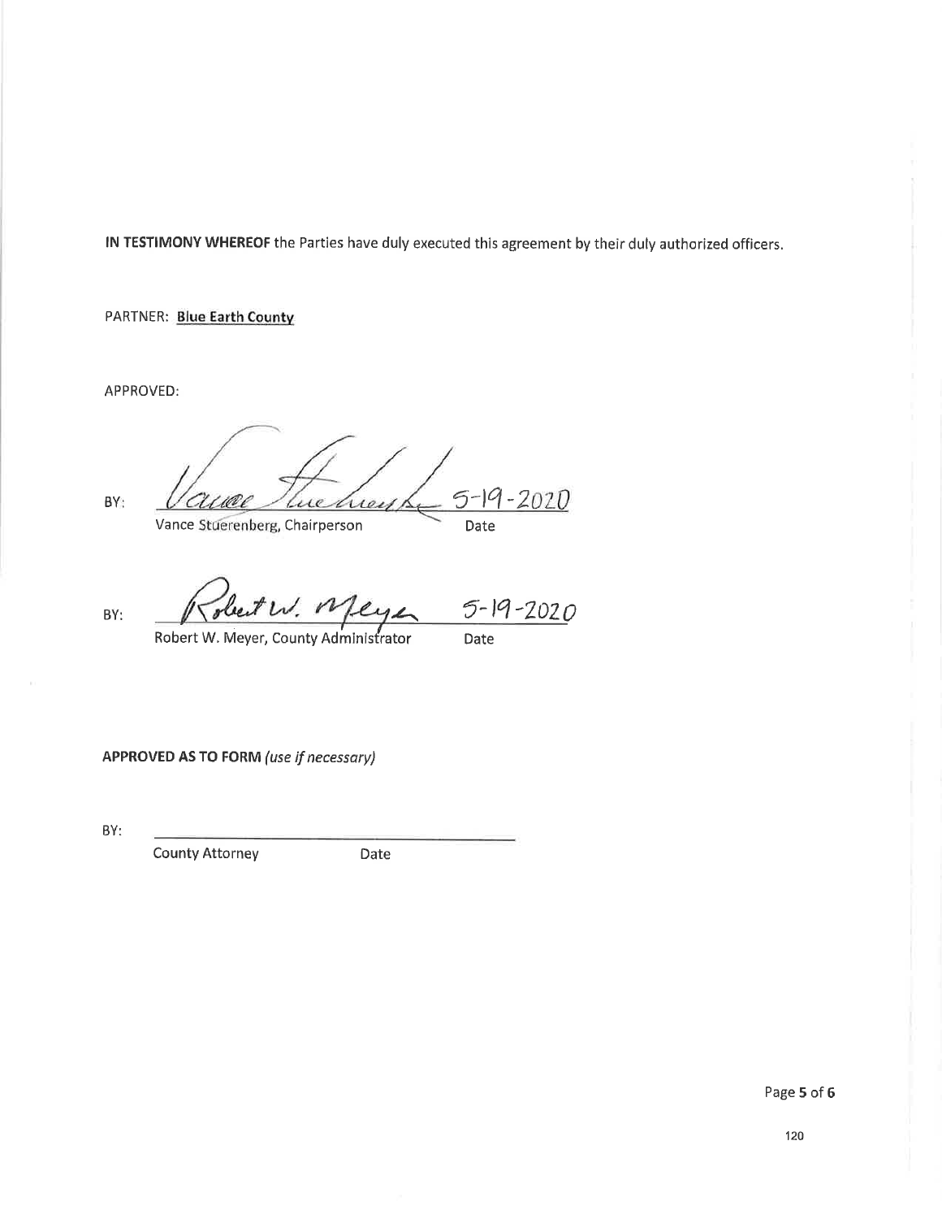**IN TESTIMONY WHEREOF** the Parties have duly executed this agreement by their duly authorized officers.

PARTNER: **Blue Earth County**

APPROVED:

BY: 5-19-2020

Vance Stuerenberg, Chairperson Date

BY: 5-19-2020

Robert W. Meyer, County Administrator Date

**APPROVED AS TO FORM** *(use if necessary)*

BY: ______________________________

County Attorney Date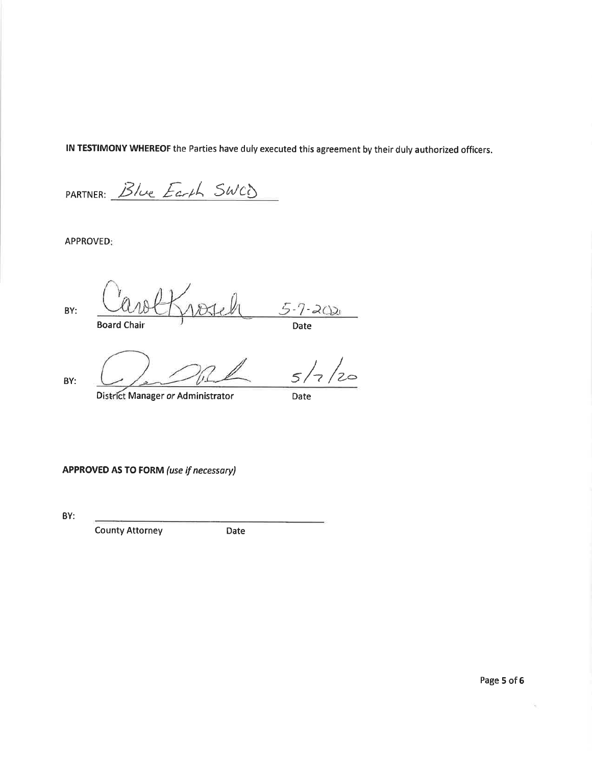**IN TESTIMONY WHEREOF** the Parties have duly executed this agreement by their duly authorized officers.

PARTNER: Blue Earth SWCD

APPROVED:

BY: Carol Kroech 5-7-2021
Board Chair Date

BY: [signature] 5/7/20
District Manager *or* Administrator Date

**APPROVED AS TO FORM** *(use if necessary)*

BY: ______________________________
County Attorney Date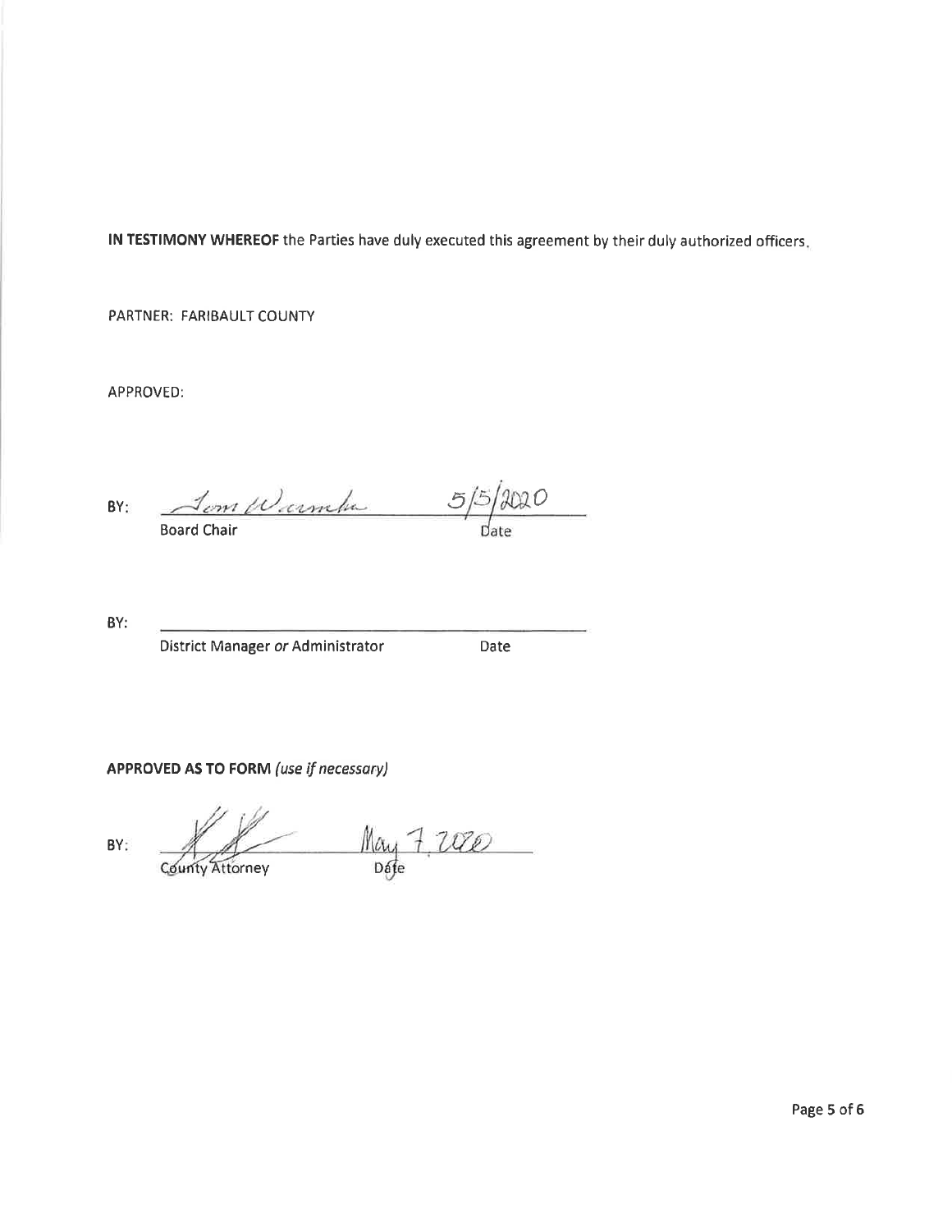**IN TESTIMONY WHEREOF** the Parties have duly executed this agreement by their duly authorized officers.

PARTNER: FARIBAULT COUNTY

APPROVED:

BY: *Tom Warmka* 5/5/2020

Board Chair Date

BY: ______________________________

District Manager *or* Administrator Date

**APPROVED AS TO FORM** *(use if necessary)*

BY: *[signature]* May 7, 2020

County Attorney Date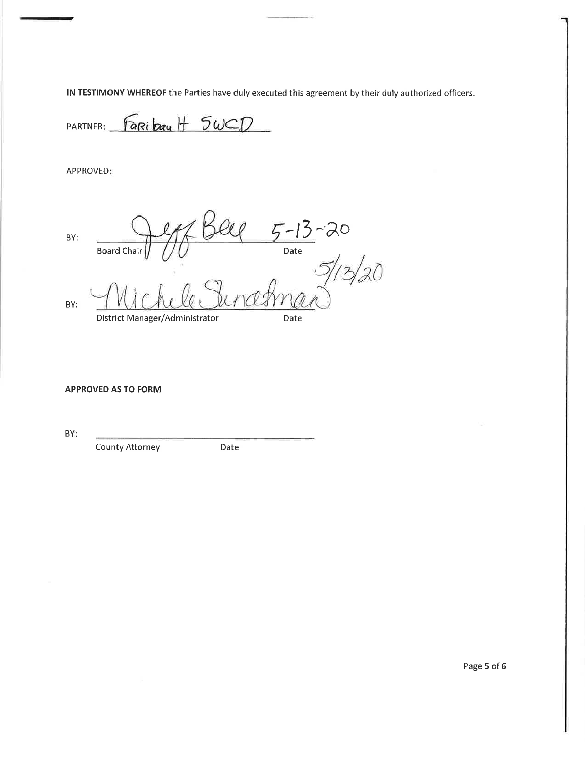**IN TESTIMONY WHEREOF** the Parties have duly executed this agreement by their duly authorized officers.

PARTNER: Faribault SWCD

APPROVED:

BY: Jeff Bell 5-13-20
Board Chair Date

BY: Michele Stindtman 5/13/20
District Manager/Administrator Date

**APPROVED AS TO FORM**

BY: ______________________________
County Attorney Date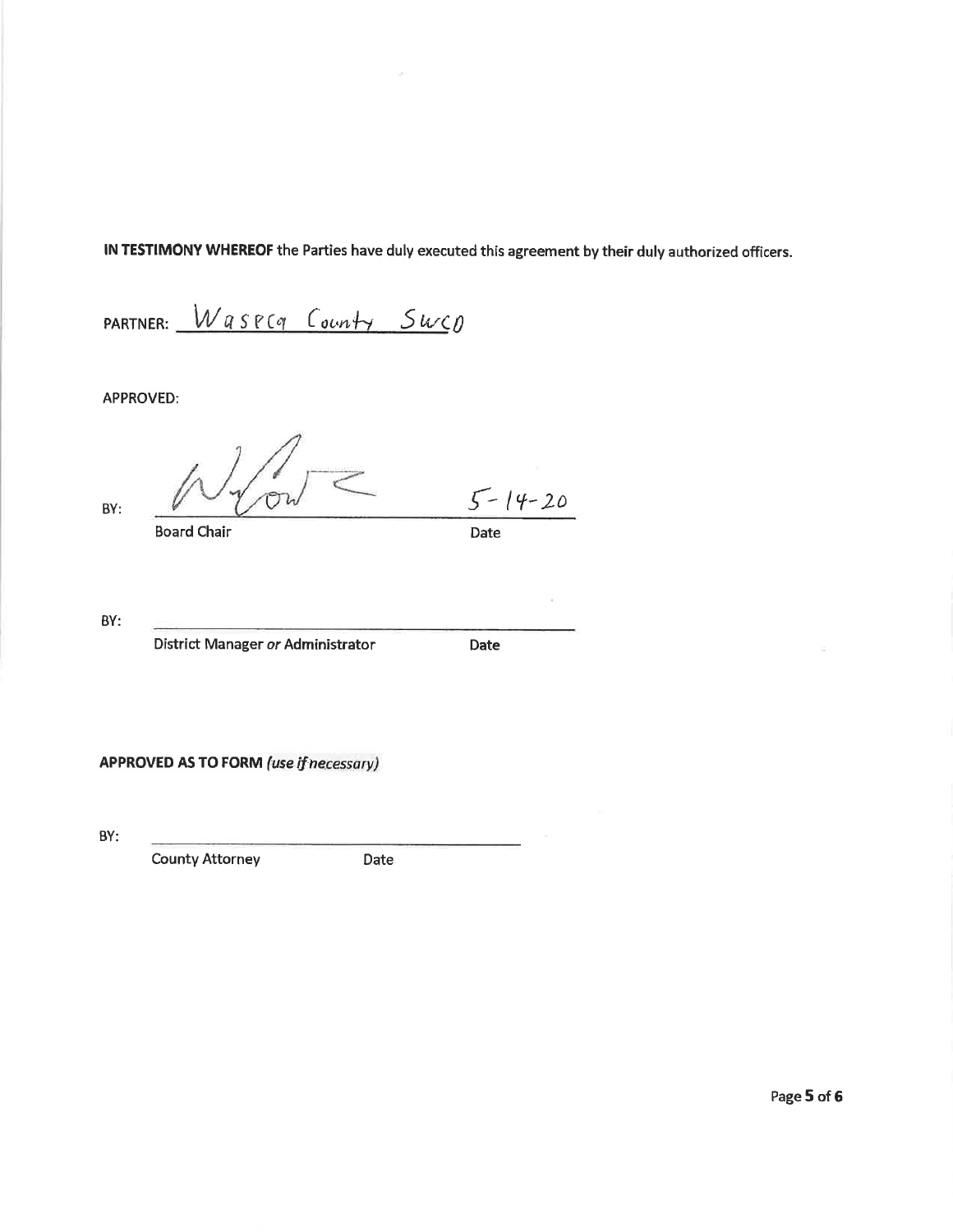**IN TESTIMONY WHEREOF** the Parties have duly executed this agreement by their duly authorized officers.

PARTNER: Waseca County SWCD

APPROVED:

BY: _______________________ 5-14-20

Board Chair Date

BY: _______________________

District Manager *or* Administrator Date

**APPROVED AS TO FORM** *(use if necessary)*

BY: _______________________

County Attorney Date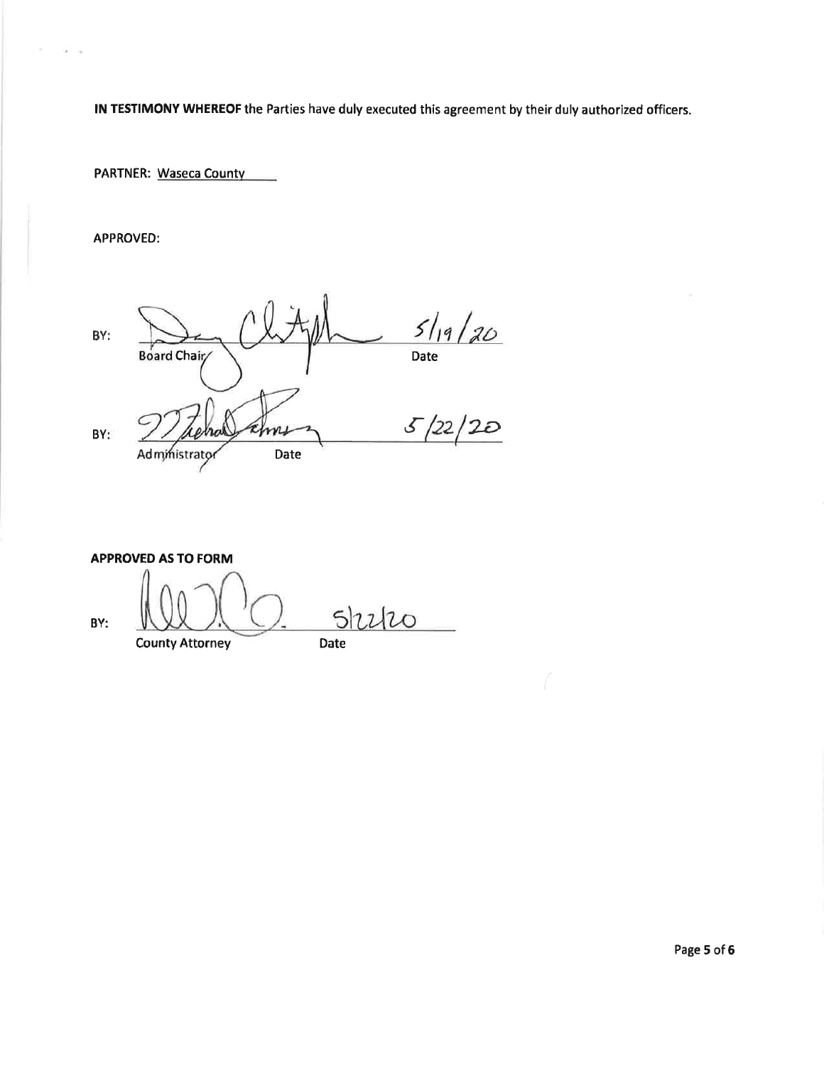**IN TESTIMONY WHEREOF** the Parties have duly executed this agreement by their duly authorized officers.

PARTNER: Waseca County

APPROVED:

BY: ______________________ 5/19/20
Board Chair Date

BY: ______________________ 5/22/20
Administrator Date

**APPROVED AS TO FORM**

BY: ______________________ 5/22/20
County Attorney Date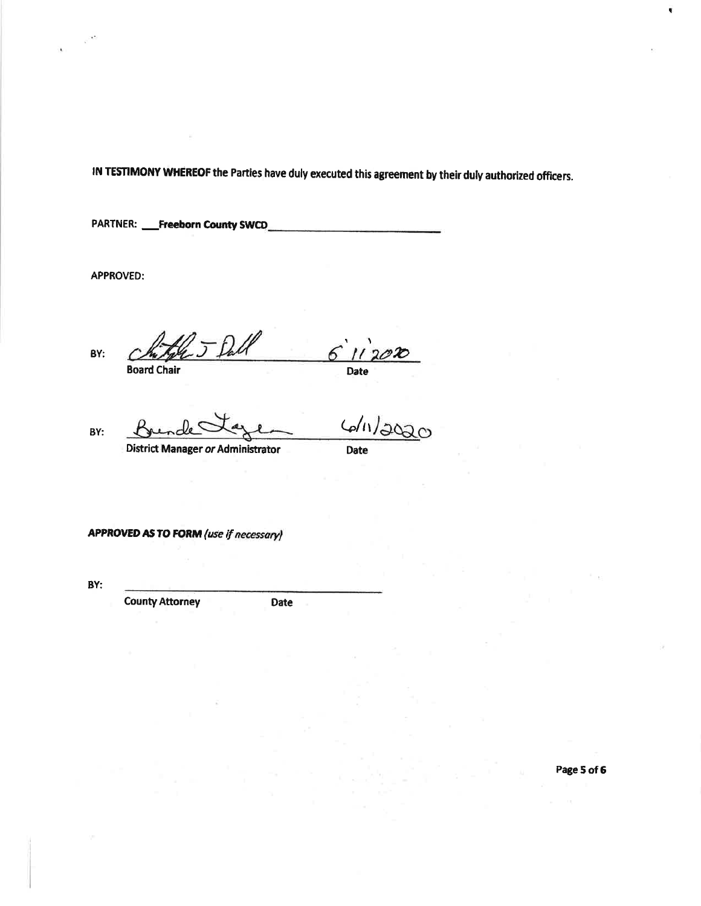**IN TESTIMONY WHEREOF** the Parties have duly executed this agreement by their duly authorized officers.

**PARTNER:** ___**Freeborn County SWCD**___________________________

**APPROVED:**

BY: _[signature]_ &nbsp;&nbsp;&nbsp;&nbsp; 6 11 2020
**Board Chair** &nbsp;&nbsp;&nbsp;&nbsp; **Date**

BY: _[signature]_ &nbsp;&nbsp;&nbsp;&nbsp; 6/11/2020
**District Manager** ***or*** **Administrator** &nbsp;&nbsp;&nbsp;&nbsp; **Date**

***APPROVED AS TO FORM*** *(use if necessary)*

**BY:** ___________________________________________
**County Attorney** &nbsp;&nbsp;&nbsp;&nbsp; **Date**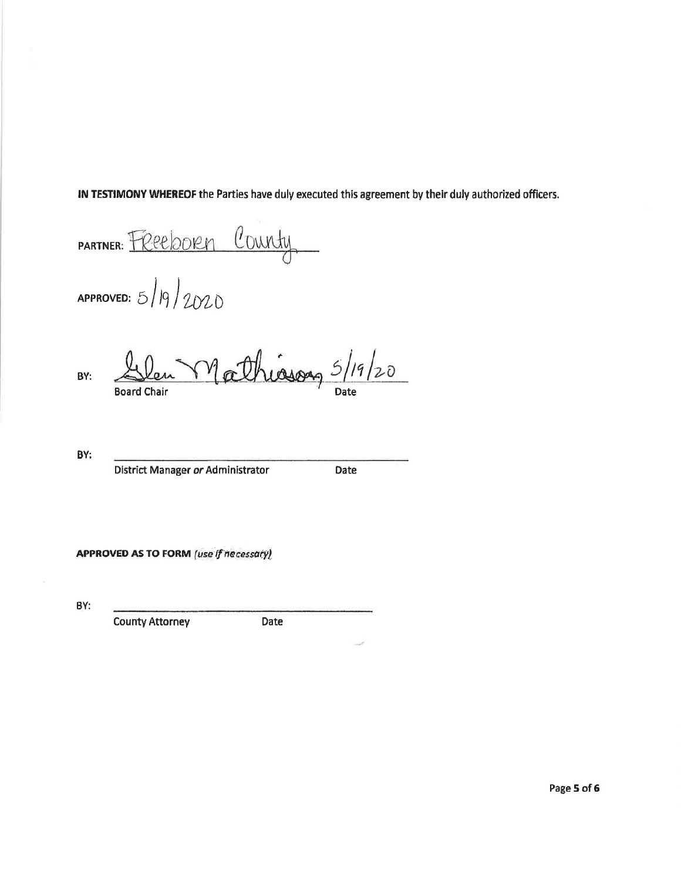**IN TESTIMONY WHEREOF** the Parties have duly executed this agreement by their duly authorized officers.

PARTNER: Freeborn County

APPROVED: 5/19/2020

BY: Glen Mathiason 5/19/20

Board Chair Date

BY: ______________________________

District Manager *or* Administrator Date

**APPROVED AS TO FORM** *(use if necessary)*

BY: ______________________________

County Attorney Date